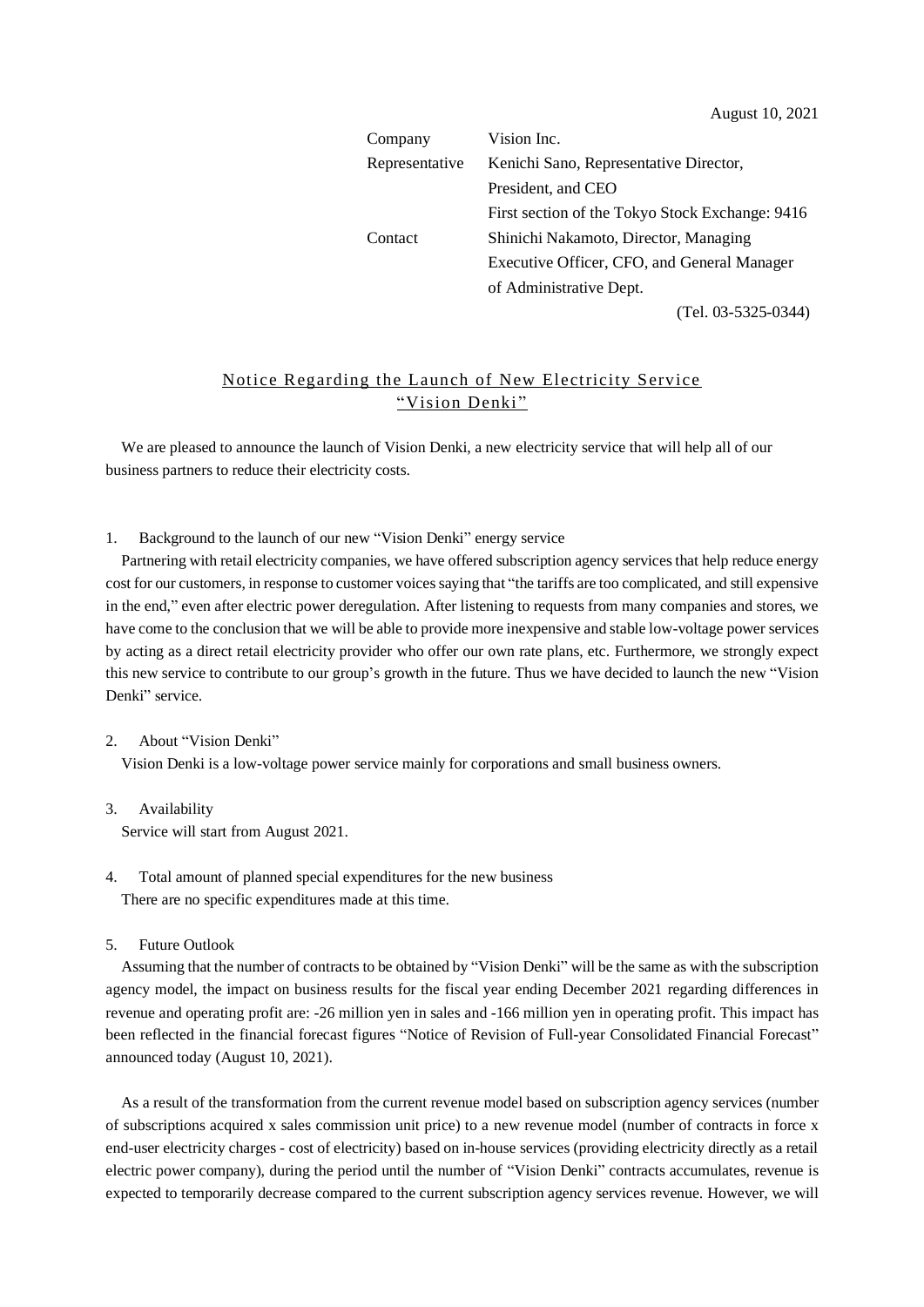August 10, 2021

| | |
|---|---|
| Company | Vision Inc. |
| Representative | Kenichi Sano, Representative Director, President, and CEO |
| | First section of the Tokyo Stock Exchange: 9416 |
| Contact | Shinichi Nakamoto, Director, Managing Executive Officer, CFO, and General Manager of Administrative Dept. |
| | (Tel. 03-5325-0344) |

# Notice Regarding the Launch of New Electricity Service "Vision Denki"

We are pleased to announce the launch of Vision Denki, a new electricity service that will help all of our business partners to reduce their electricity costs.

1. Background to the launch of our new "Vision Denki" energy service

Partnering with retail electricity companies, we have offered subscription agency services that help reduce energy cost for our customers, in response to customer voices saying that "the tariffs are too complicated, and still expensive in the end," even after electric power deregulation. After listening to requests from many companies and stores, we have come to the conclusion that we will be able to provide more inexpensive and stable low-voltage power services by acting as a direct retail electricity provider who offer our own rate plans, etc. Furthermore, we strongly expect this new service to contribute to our group's growth in the future. Thus we have decided to launch the new "Vision Denki" service.

2. About "Vision Denki"

Vision Denki is a low-voltage power service mainly for corporations and small business owners.

3. Availability

Service will start from August 2021.

4. Total amount of planned special expenditures for the new business

There are no specific expenditures made at this time.

5. Future Outlook

Assuming that the number of contracts to be obtained by "Vision Denki" will be the same as with the subscription agency model, the impact on business results for the fiscal year ending December 2021 regarding differences in revenue and operating profit are: -26 million yen in sales and -166 million yen in operating profit. This impact has been reflected in the financial forecast figures "Notice of Revision of Full-year Consolidated Financial Forecast" announced today (August 10, 2021).

As a result of the transformation from the current revenue model based on subscription agency services (number of subscriptions acquired x sales commission unit price) to a new revenue model (number of contracts in force x end-user electricity charges - cost of electricity) based on in-house services (providing electricity directly as a retail electric power company), during the period until the number of "Vision Denki" contracts accumulates, revenue is expected to temporarily decrease compared to the current subscription agency services revenue. However, we will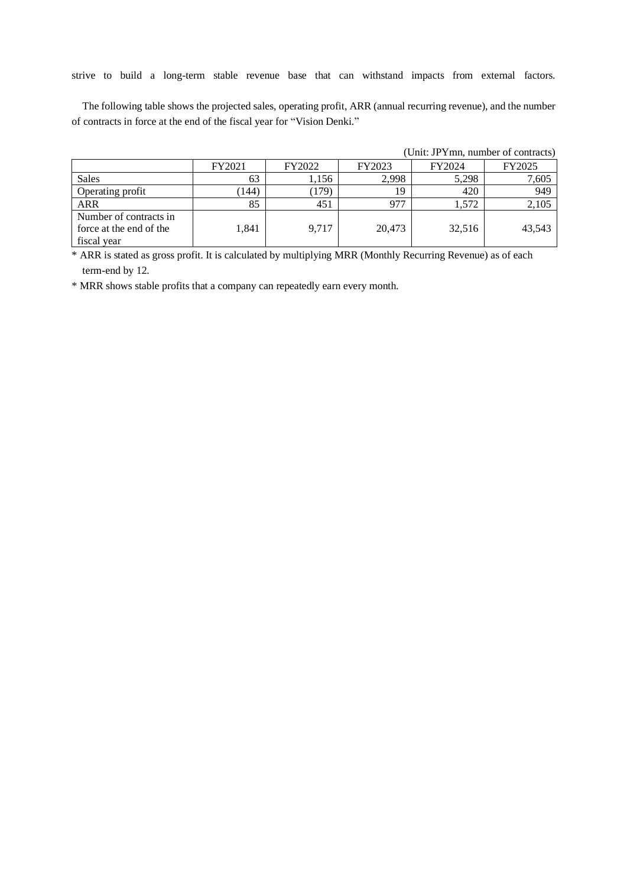strive to build a long-term stable revenue base that can withstand impacts from external factors.

The following table shows the projected sales, operating profit, ARR (annual recurring revenue), and the number of contracts in force at the end of the fiscal year for "Vision Denki."

(Unit: JPYmn, number of contracts)

| | FY2021 | FY2022 | FY2023 | FY2024 | FY2025 |
|---|---|---|---|---|---|
| Sales | 63 | 1,156 | 2,998 | 5,298 | 7,605 |
| Operating profit | (144) | (179) | 19 | 420 | 949 |
| ARR | 85 | 451 | 977 | 1,572 | 2,105 |
| Number of contracts in force at the end of the fiscal year | 1,841 | 9,717 | 20,473 | 32,516 | 43,543 |

* ARR is stated as gross profit. It is calculated by multiplying MRR (Monthly Recurring Revenue) as of each term-end by 12.

* MRR shows stable profits that a company can repeatedly earn every month.